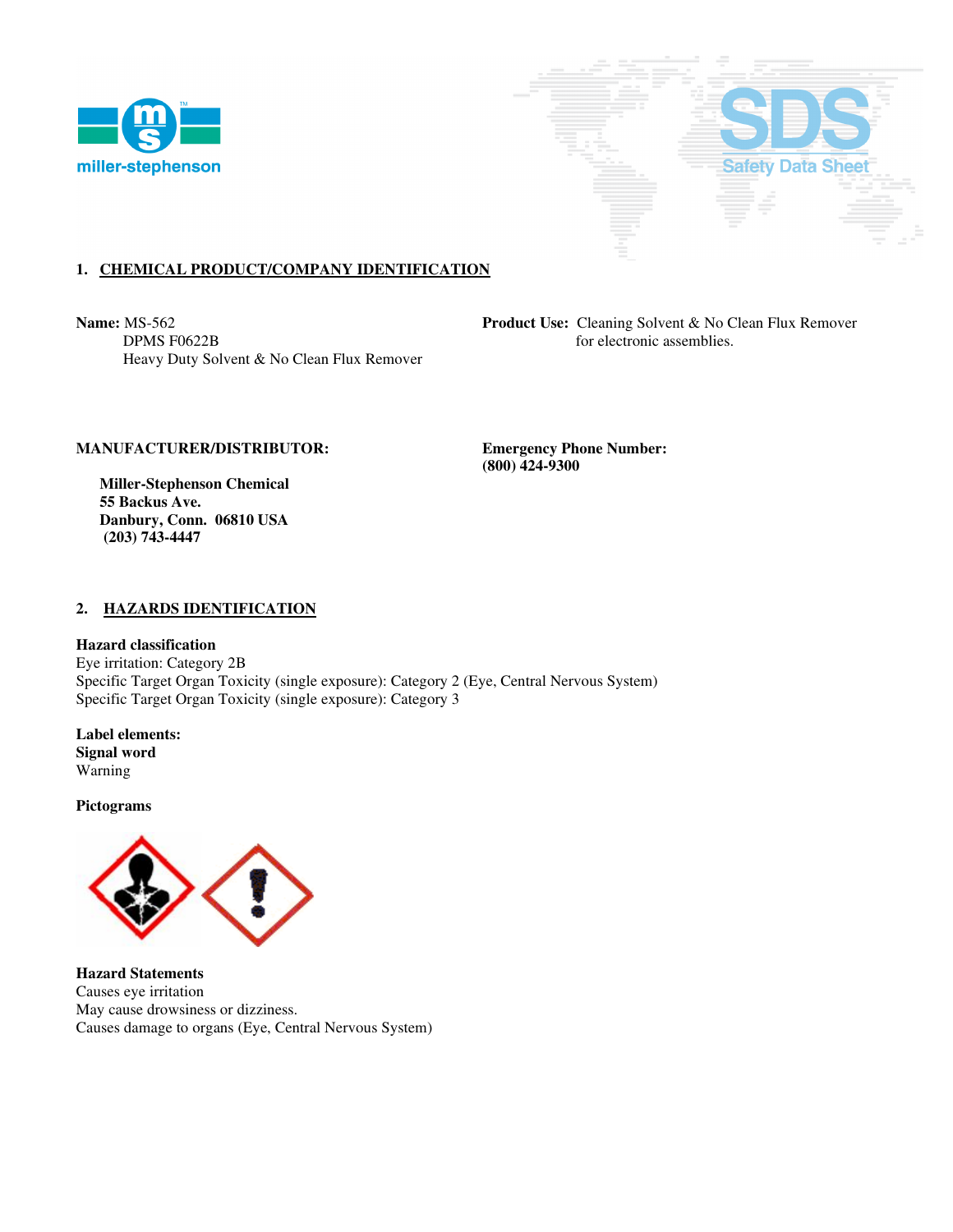## 1. CHEMICAL PRODUCT/COMPANY IDENTIFICATION

**Name:** MS-562
DPMS F0622B
Heavy Duty Solvent & No Clean Flux Remover

**Product Use:** Cleaning Solvent & No Clean Flux Remover for electronic assemblies.

**MANUFACTURER/DISTRIBUTOR:**

**Miller-Stephenson Chemical**
**55 Backus Ave.**
**Danbury, Conn. 06810 USA**
**(203) 743-4447**

**Emergency Phone Number:**
**(800) 424-9300**

## 2. HAZARDS IDENTIFICATION

**Hazard classification**
Eye irritation: Category 2B
Specific Target Organ Toxicity (single exposure): Category 2 (Eye, Central Nervous System)
Specific Target Organ Toxicity (single exposure): Category 3

**Label elements:**
**Signal word**
Warning

**Pictograms**

**Hazard Statements**
Causes eye irritation
May cause drowsiness or dizziness.
Causes damage to organs (Eye, Central Nervous System)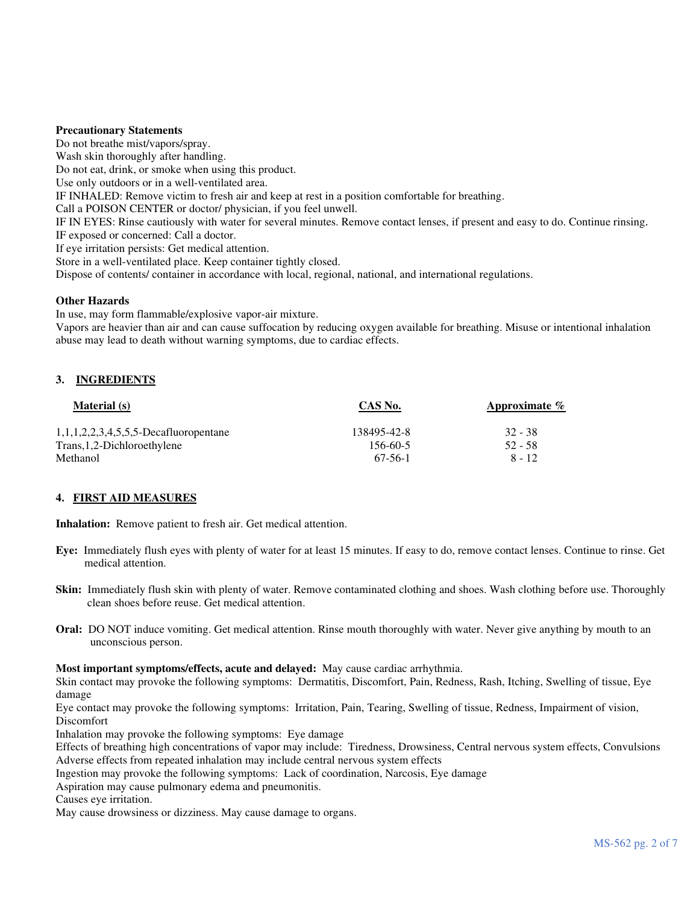**Precautionary Statements**

Do not breathe mist/vapors/spray.
Wash skin thoroughly after handling.
Do not eat, drink, or smoke when using this product.
Use only outdoors or in a well-ventilated area.
IF INHALED: Remove victim to fresh air and keep at rest in a position comfortable for breathing.
Call a POISON CENTER or doctor/ physician, if you feel unwell.
IF IN EYES: Rinse cautiously with water for several minutes. Remove contact lenses, if present and easy to do. Continue rinsing.
IF exposed or concerned: Call a doctor.
If eye irritation persists: Get medical attention.
Store in a well-ventilated place. Keep container tightly closed.
Dispose of contents/ container in accordance with local, regional, national, and international regulations.

**Other Hazards**

In use, may form flammable/explosive vapor-air mixture.
Vapors are heavier than air and can cause suffocation by reducing oxygen available for breathing. Misuse or intentional inhalation abuse may lead to death without warning symptoms, due to cardiac effects.

## 3. INGREDIENTS

| Material (s) | CAS No. | Approximate % |
|---|---|---|
| 1,1,1,2,2,3,4,5,5,5-Decafluoropentane | 138495-42-8 | 32 - 38 |
| Trans,1,2-Dichloroethylene | 156-60-5 | 52 - 58 |
| Methanol | 67-56-1 | 8 - 12 |

## 4. FIRST AID MEASURES

**Inhalation:** Remove patient to fresh air. Get medical attention.

**Eye:** Immediately flush eyes with plenty of water for at least 15 minutes. If easy to do, remove contact lenses. Continue to rinse. Get medical attention.

**Skin:** Immediately flush skin with plenty of water. Remove contaminated clothing and shoes. Wash clothing before use. Thoroughly clean shoes before reuse. Get medical attention.

**Oral:** DO NOT induce vomiting. Get medical attention. Rinse mouth thoroughly with water. Never give anything by mouth to an unconscious person.

**Most important symptoms/effects, acute and delayed:** May cause cardiac arrhythmia.
Skin contact may provoke the following symptoms: Dermatitis, Discomfort, Pain, Redness, Rash, Itching, Swelling of tissue, Eye damage
Eye contact may provoke the following symptoms: Irritation, Pain, Tearing, Swelling of tissue, Redness, Impairment of vision, Discomfort
Inhalation may provoke the following symptoms: Eye damage
Effects of breathing high concentrations of vapor may include: Tiredness, Drowsiness, Central nervous system effects, Convulsions
Adverse effects from repeated inhalation may include central nervous system effects
Ingestion may provoke the following symptoms: Lack of coordination, Narcosis, Eye damage
Aspiration may cause pulmonary edema and pneumonitis.
Causes eye irritation.
May cause drowsiness or dizziness. May cause damage to organs.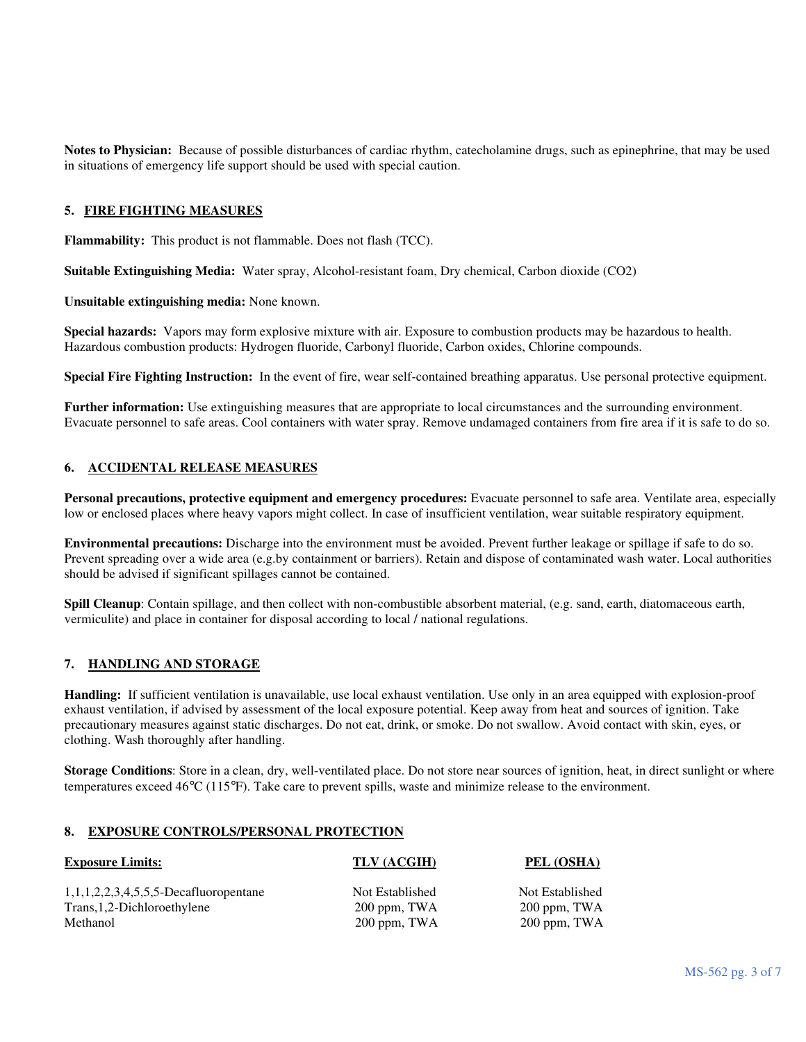**Notes to Physician:** Because of possible disturbances of cardiac rhythm, catecholamine drugs, such as epinephrine, that may be used in situations of emergency life support should be used with special caution.

## 5. FIRE FIGHTING MEASURES

**Flammability:** This product is not flammable. Does not flash (TCC).

**Suitable Extinguishing Media:** Water spray, Alcohol-resistant foam, Dry chemical, Carbon dioxide ($CO_2$)

**Unsuitable extinguishing media:** None known.

**Special hazards:** Vapors may form explosive mixture with air. Exposure to combustion products may be hazardous to health. Hazardous combustion products: Hydrogen fluoride, Carbonyl fluoride, Carbon oxides, Chlorine compounds.

**Special Fire Fighting Instruction:** In the event of fire, wear self-contained breathing apparatus. Use personal protective equipment.

**Further information:** Use extinguishing measures that are appropriate to local circumstances and the surrounding environment. Evacuate personnel to safe areas. Cool containers with water spray. Remove undamaged containers from fire area if it is safe to do so.

## 6. ACCIDENTAL RELEASE MEASURES

**Personal precautions, protective equipment and emergency procedures:** Evacuate personnel to safe area. Ventilate area, especially low or enclosed places where heavy vapors might collect. In case of insufficient ventilation, wear suitable respiratory equipment.

**Environmental precautions:** Discharge into the environment must be avoided. Prevent further leakage or spillage if safe to do so. Prevent spreading over a wide area (e.g.by containment or barriers). Retain and dispose of contaminated wash water. Local authorities should be advised if significant spillages cannot be contained.

**Spill Cleanup**: Contain spillage, and then collect with non-combustible absorbent material, (e.g. sand, earth, diatomaceous earth, vermiculite) and place in container for disposal according to local / national regulations.

## 7. HANDLING AND STORAGE

**Handling:** If sufficient ventilation is unavailable, use local exhaust ventilation. Use only in an area equipped with explosion-proof exhaust ventilation, if advised by assessment of the local exposure potential. Keep away from heat and sources of ignition. Take precautionary measures against static discharges. Do not eat, drink, or smoke. Do not swallow. Avoid contact with skin, eyes, or clothing. Wash thoroughly after handling.

**Storage Conditions**: Store in a clean, dry, well-ventilated place. Do not store near sources of ignition, heat, in direct sunlight or where temperatures exceed 46°C (115°F). Take care to prevent spills, waste and minimize release to the environment.

## 8. EXPOSURE CONTROLS/PERSONAL PROTECTION

| Exposure Limits: | TLV (ACGIH) | PEL (OSHA) |
|---|---|---|
| 1,1,1,2,2,3,4,5,5,5-Decafluoropentane | Not Established | Not Established |
| Trans,1,2-Dichloroethylene | 200 ppm, TWA | 200 ppm, TWA |
| Methanol | 200 ppm, TWA | 200 ppm, TWA |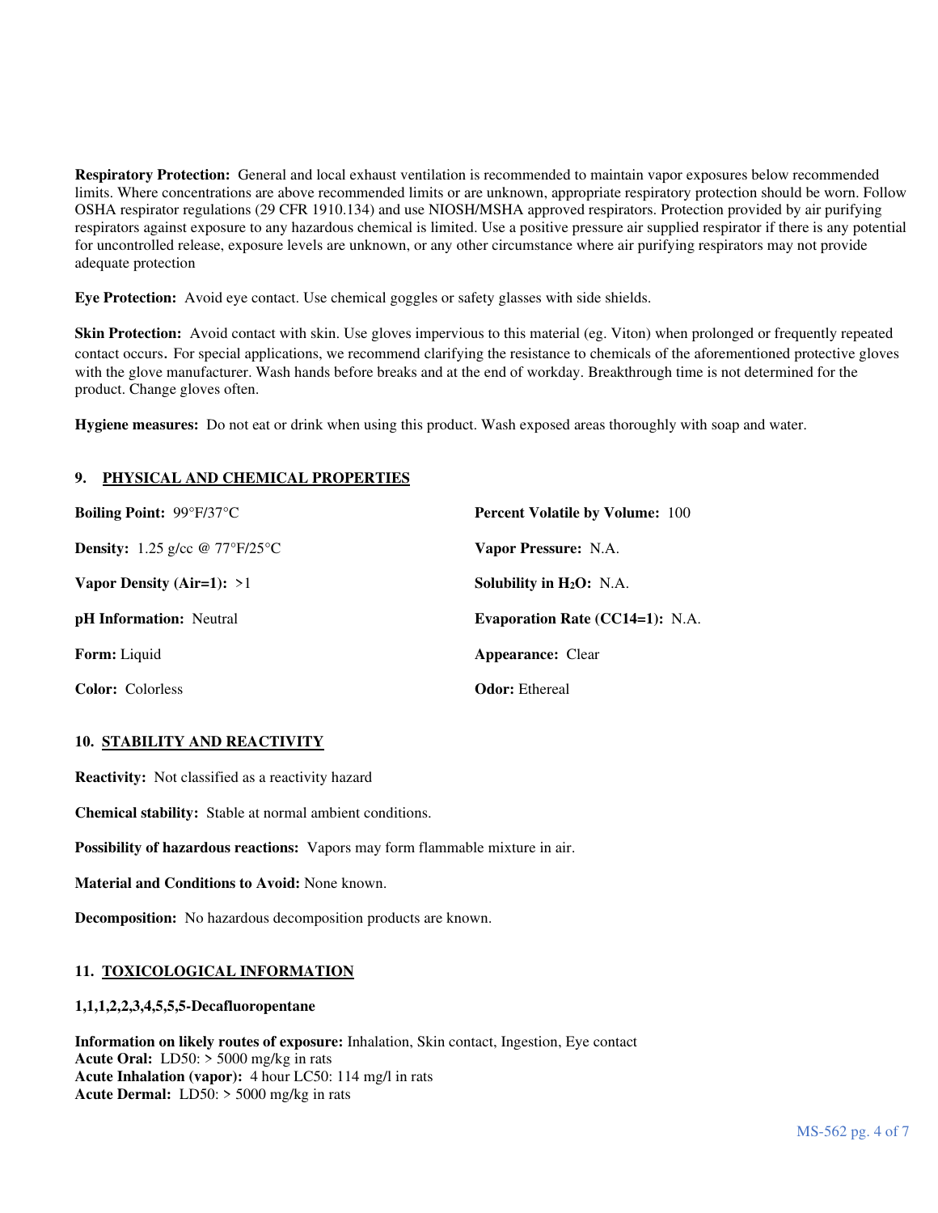**Respiratory Protection:** General and local exhaust ventilation is recommended to maintain vapor exposures below recommended limits. Where concentrations are above recommended limits or are unknown, appropriate respiratory protection should be worn. Follow OSHA respirator regulations (29 CFR 1910.134) and use NIOSH/MSHA approved respirators. Protection provided by air purifying respirators against exposure to any hazardous chemical is limited. Use a positive pressure air supplied respirator if there is any potential for uncontrolled release, exposure levels are unknown, or any other circumstance where air purifying respirators may not provide adequate protection

**Eye Protection:** Avoid eye contact. Use chemical goggles or safety glasses with side shields.

**Skin Protection:** Avoid contact with skin. Use gloves impervious to this material (eg. Viton) when prolonged or frequently repeated contact occurs. For special applications, we recommend clarifying the resistance to chemicals of the aforementioned protective gloves with the glove manufacturer. Wash hands before breaks and at the end of workday. Breakthrough time is not determined for the product. Change gloves often.

**Hygiene measures:** Do not eat or drink when using this product. Wash exposed areas thoroughly with soap and water.

## 9. PHYSICAL AND CHEMICAL PROPERTIES

**Boiling Point:** 99°F/37°C

**Density:** 1.25 g/cc @ 77°F/25°C

**Vapor Density (Air=1):** >1

**pH Information:** Neutral

**Form:** Liquid

**Color:** Colorless

**Percent Volatile by Volume:** 100

**Vapor Pressure:** N.A.

**Solubility in $H_2O$:** N.A.

**Evaporation Rate (CC14=1):** N.A.

**Appearance:** Clear

**Odor:** Ethereal

## 10. STABILITY AND REACTIVITY

**Reactivity:** Not classified as a reactivity hazard

**Chemical stability:** Stable at normal ambient conditions.

**Possibility of hazardous reactions:** Vapors may form flammable mixture in air.

**Material and Conditions to Avoid:** None known.

**Decomposition:** No hazardous decomposition products are known.

## 11. TOXICOLOGICAL INFORMATION

**1,1,1,2,2,3,4,5,5,5-Decafluoropentane**

**Information on likely routes of exposure:** Inhalation, Skin contact, Ingestion, Eye contact
**Acute Oral:** LD50: > 5000 mg/kg in rats
**Acute Inhalation (vapor):** 4 hour LC50: 114 mg/l in rats
**Acute Dermal:** LD50: > 5000 mg/kg in rats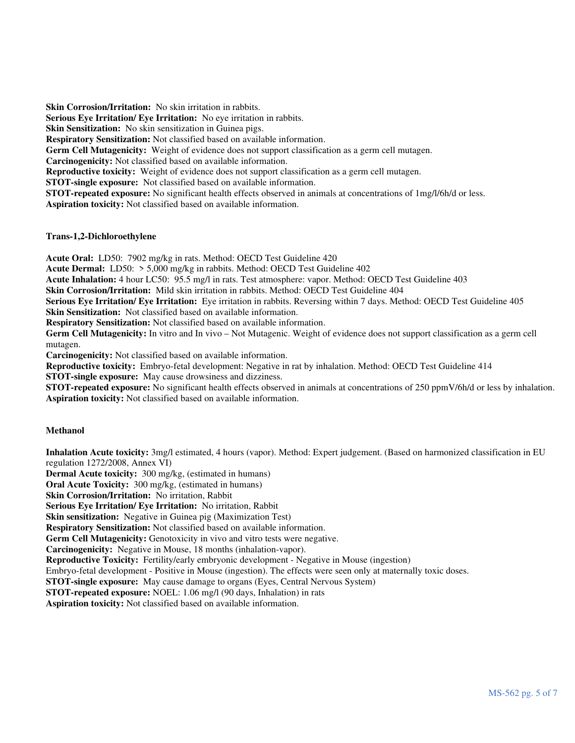**Skin Corrosion/Irritation:** No skin irritation in rabbits.
**Serious Eye Irritation/ Eye Irritation:** No eye irritation in rabbits.
**Skin Sensitization:** No skin sensitization in Guinea pigs.
**Respiratory Sensitization:** Not classified based on available information.
**Germ Cell Mutagenicity:** Weight of evidence does not support classification as a germ cell mutagen.
**Carcinogenicity:** Not classified based on available information.
**Reproductive toxicity:** Weight of evidence does not support classification as a germ cell mutagen.
**STOT-single exposure:** Not classified based on available information.
**STOT-repeated exposure:** No significant health effects observed in animals at concentrations of 1mg/l/6h/d or less.
**Aspiration toxicity:** Not classified based on available information.

**Trans-1,2-Dichloroethylene**

**Acute Oral:** LD50: 7902 mg/kg in rats. Method: OECD Test Guideline 420
**Acute Dermal:** LD50: > 5,000 mg/kg in rabbits. Method: OECD Test Guideline 402
**Acute Inhalation:** 4 hour LC50: 95.5 mg/l in rats. Test atmosphere: vapor. Method: OECD Test Guideline 403
**Skin Corrosion/Irritation:** Mild skin irritation in rabbits. Method: OECD Test Guideline 404
**Serious Eye Irritation/ Eye Irritation:** Eye irritation in rabbits. Reversing within 7 days. Method: OECD Test Guideline 405
**Skin Sensitization:** Not classified based on available information.
**Respiratory Sensitization:** Not classified based on available information.
**Germ Cell Mutagenicity:** In vitro and In vivo – Not Mutagenic. Weight of evidence does not support classification as a germ cell mutagen.
**Carcinogenicity:** Not classified based on available information.
**Reproductive toxicity:** Embryo-fetal development: Negative in rat by inhalation. Method: OECD Test Guideline 414
**STOT-single exposure:** May cause drowsiness and dizziness.
**STOT-repeated exposure:** No significant health effects observed in animals at concentrations of 250 ppmV/6h/d or less by inhalation.
**Aspiration toxicity:** Not classified based on available information.

**Methanol**

**Inhalation Acute toxicity:** 3mg/l estimated, 4 hours (vapor). Method: Expert judgement. (Based on harmonized classification in EU regulation 1272/2008, Annex VI)
**Dermal Acute toxicity:** 300 mg/kg, (estimated in humans)
**Oral Acute Toxicity:** 300 mg/kg, (estimated in humans)
**Skin Corrosion/Irritation:** No irritation, Rabbit
**Serious Eye Irritation/ Eye Irritation:** No irritation, Rabbit
**Skin sensitization:** Negative in Guinea pig (Maximization Test)
**Respiratory Sensitization:** Not classified based on available information.
**Germ Cell Mutagenicity:** Genotoxicity in vivo and vitro tests were negative.
**Carcinogenicity:** Negative in Mouse, 18 months (inhalation-vapor).
**Reproductive Toxicity:** Fertility/early embryonic development - Negative in Mouse (ingestion)
Embryo-fetal development - Positive in Mouse (ingestion). The effects were seen only at maternally toxic doses.
**STOT-single exposure:** May cause damage to organs (Eyes, Central Nervous System)
**STOT-repeated exposure:** NOEL: 1.06 mg/l (90 days, Inhalation) in rats
**Aspiration toxicity:** Not classified based on available information.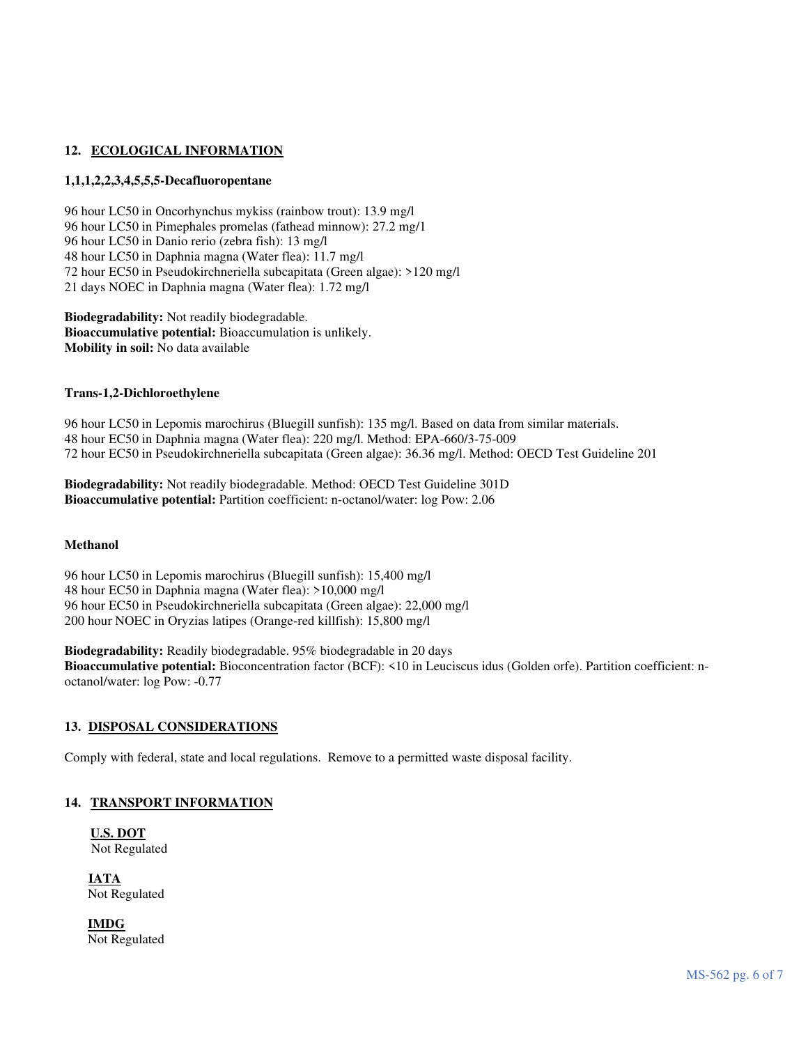## 12. ECOLOGICAL INFORMATION

**1,1,1,2,2,3,4,5,5,5-Decafluoropentane**

96 hour LC50 in Oncorhynchus mykiss (rainbow trout): 13.9 mg/l
96 hour LC50 in Pimephales promelas (fathead minnow): 27.2 mg/1
96 hour LC50 in Danio rerio (zebra fish): 13 mg/l
48 hour LC50 in Daphnia magna (Water flea): 11.7 mg/l
72 hour EC50 in Pseudokirchneriella subcapitata (Green algae): >120 mg/l
21 days NOEC in Daphnia magna (Water flea): 1.72 mg/l

**Biodegradability:** Not readily biodegradable.
**Bioaccumulative potential:** Bioaccumulation is unlikely.
**Mobility in soil:** No data available

**Trans-1,2-Dichloroethylene**

96 hour LC50 in Lepomis marochirus (Bluegill sunfish): 135 mg/l. Based on data from similar materials.
48 hour EC50 in Daphnia magna (Water flea): 220 mg/l. Method: EPA-660/3-75-009
72 hour EC50 in Pseudokirchneriella subcapitata (Green algae): 36.36 mg/l. Method: OECD Test Guideline 201

**Biodegradability:** Not readily biodegradable. Method: OECD Test Guideline 301D
**Bioaccumulative potential:** Partition coefficient: n-octanol/water: log Pow: 2.06

**Methanol**

96 hour LC50 in Lepomis marochirus (Bluegill sunfish): 15,400 mg/l
48 hour EC50 in Daphnia magna (Water flea): >10,000 mg/l
96 hour EC50 in Pseudokirchneriella subcapitata (Green algae): 22,000 mg/l
200 hour NOEC in Oryzias latipes (Orange-red killfish): 15,800 mg/l

**Biodegradability:** Readily biodegradable. 95% biodegradable in 20 days
**Bioaccumulative potential:** Bioconcentration factor (BCF): <10 in Leuciscus idus (Golden orfe). Partition coefficient: n-octanol/water: log Pow: -0.77

## 13. DISPOSAL CONSIDERATIONS

Comply with federal, state and local regulations. Remove to a permitted waste disposal facility.

## 14. TRANSPORT INFORMATION

**U.S. DOT**
Not Regulated

**IATA**
Not Regulated

**IMDG**
Not Regulated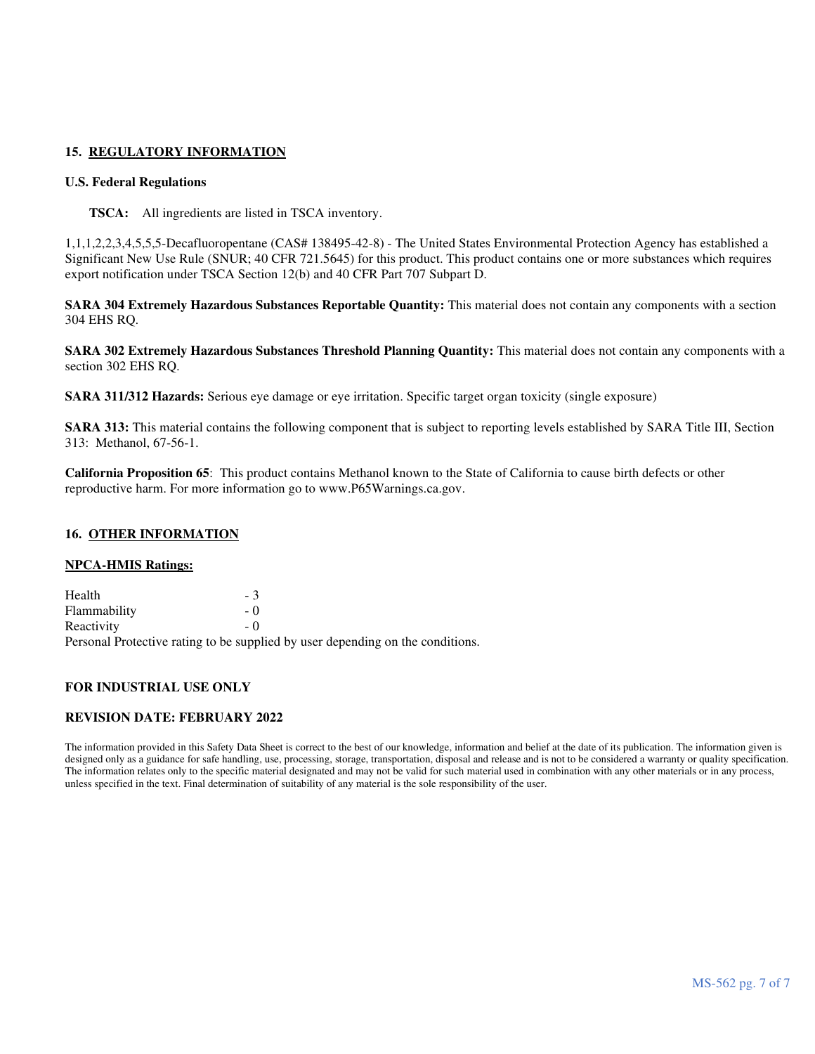## 15. REGULATORY INFORMATION

**U.S. Federal Regulations**

**TSCA:** All ingredients are listed in TSCA inventory.

1,1,1,2,2,3,4,5,5,5-Decafluoropentane (CAS# 138495-42-8) - The United States Environmental Protection Agency has established a Significant New Use Rule (SNUR; 40 CFR 721.5645) for this product. This product contains one or more substances which requires export notification under TSCA Section 12(b) and 40 CFR Part 707 Subpart D.

**SARA 304 Extremely Hazardous Substances Reportable Quantity:** This material does not contain any components with a section 304 EHS RQ.

**SARA 302 Extremely Hazardous Substances Threshold Planning Quantity:** This material does not contain any components with a section 302 EHS RQ.

**SARA 311/312 Hazards:** Serious eye damage or eye irritation. Specific target organ toxicity (single exposure)

**SARA 313:** This material contains the following component that is subject to reporting levels established by SARA Title III, Section 313: Methanol, 67-56-1.

**California Proposition 65**: This product contains Methanol known to the State of California to cause birth defects or other reproductive harm. For more information go to www.P65Warnings.ca.gov.

## 16. OTHER INFORMATION

**NPCA-HMIS Ratings:**

| | |
|---|---|
| Health | - 3 |
| Flammability | - 0 |
| Reactivity | - 0 |

Personal Protective rating to be supplied by user depending on the conditions.

**FOR INDUSTRIAL USE ONLY**

**REVISION DATE: FEBRUARY 2022**

The information provided in this Safety Data Sheet is correct to the best of our knowledge, information and belief at the date of its publication. The information given is designed only as a guidance for safe handling, use, processing, storage, transportation, disposal and release and is not to be considered a warranty or quality specification. The information relates only to the specific material designated and may not be valid for such material used in combination with any other materials or in any process, unless specified in the text. Final determination of suitability of any material is the sole responsibility of the user.